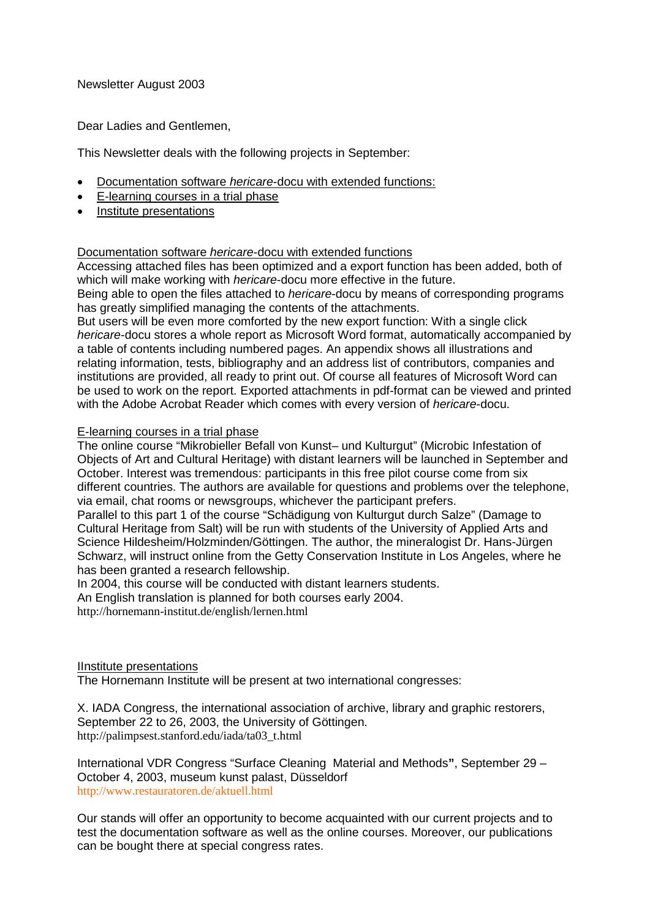Newsletter August 2003

Dear Ladies and Gentlemen,

This Newsletter deals with the following projects in September:

- Documentation software *hericare*-docu with extended functions:
- E-learning courses in a trial phase
- Institute presentations

## Documentation software *hericare*-docu with extended functions

Accessing attached files has been optimized and a export function has been added, both of which will make working with *hericare*-docu more effective in the future.
Being able to open the files attached to *hericare*-docu by means of corresponding programs has greatly simplified managing the contents of the attachments.
But users will be even more comforted by the new export function: With a single click *hericare*-docu stores a whole report as Microsoft Word format, automatically accompanied by a table of contents including numbered pages. An appendix shows all illustrations and relating information, tests, bibliography and an address list of contributors, companies and institutions are provided, all ready to print out. Of course all features of Microsoft Word can be used to work on the report. Exported attachments in pdf-format can be viewed and printed with the Adobe Acrobat Reader which comes with every version of *hericare*-docu.

## E-learning courses in a trial phase

The online course "Mikrobieller Befall von Kunst– und Kulturgut" (Microbic Infestation of Objects of Art and Cultural Heritage) with distant learners will be launched in September and October. Interest was tremendous: participants in this free pilot course come from six different countries. The authors are available for questions and problems over the telephone, via email, chat rooms or newsgroups, whichever the participant prefers.
Parallel to this part 1 of the course "Schädigung von Kulturgut durch Salze" (Damage to Cultural Heritage from Salt) will be run with students of the University of Applied Arts and Science Hildesheim/Holzminden/Göttingen. The author, the mineralogist Dr. Hans-Jürgen Schwarz, will instruct online from the Getty Conservation Institute in Los Angeles, where he has been granted a research fellowship.
In 2004, this course will be conducted with distant learners students.
An English translation is planned for both courses early 2004.
http://hornemann-institut.de/english/lernen.html

## IInstitute presentations

The Hornemann Institute will be present at two international congresses:

X. IADA Congress, the international association of archive, library and graphic restorers, September 22 to 26, 2003, the University of Göttingen.
http://palimpsest.stanford.edu/iada/ta03_t.html

International VDR Congress "Surface Cleaning Material and Methods", September 29 – October 4, 2003, museum kunst palast, Düsseldorf
http://www.restauratoren.de/aktuell.html

Our stands will offer an opportunity to become acquainted with our current projects and to test the documentation software as well as the online courses. Moreover, our publications can be bought there at special congress rates.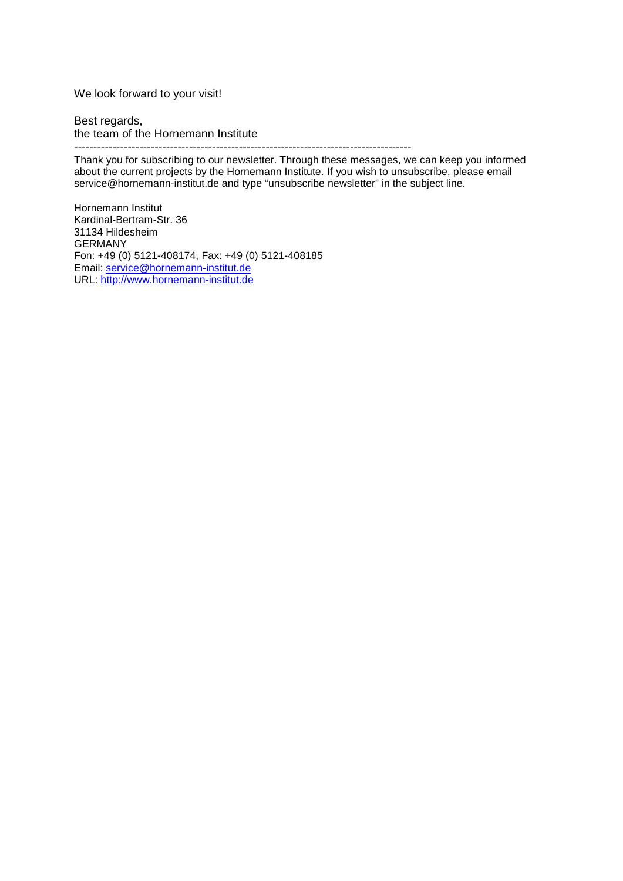We look forward to your visit!

Best regards,
the team of the Hornemann Institute

------------------------------------------------------------------------------------------

Thank you for subscribing to our newsletter. Through these messages, we can keep you informed about the current projects by the Hornemann Institute. If you wish to unsubscribe, please email service@hornemann-institut.de and type “unsubscribe newsletter” in the subject line.

Hornemann Institut
Kardinal-Bertram-Str. 36
31134 Hildesheim
GERMANY
Fon: +49 (0) 5121-408174, Fax: +49 (0) 5121-408185
Email: service@hornemann-institut.de
URL: http://www.hornemann-institut.de